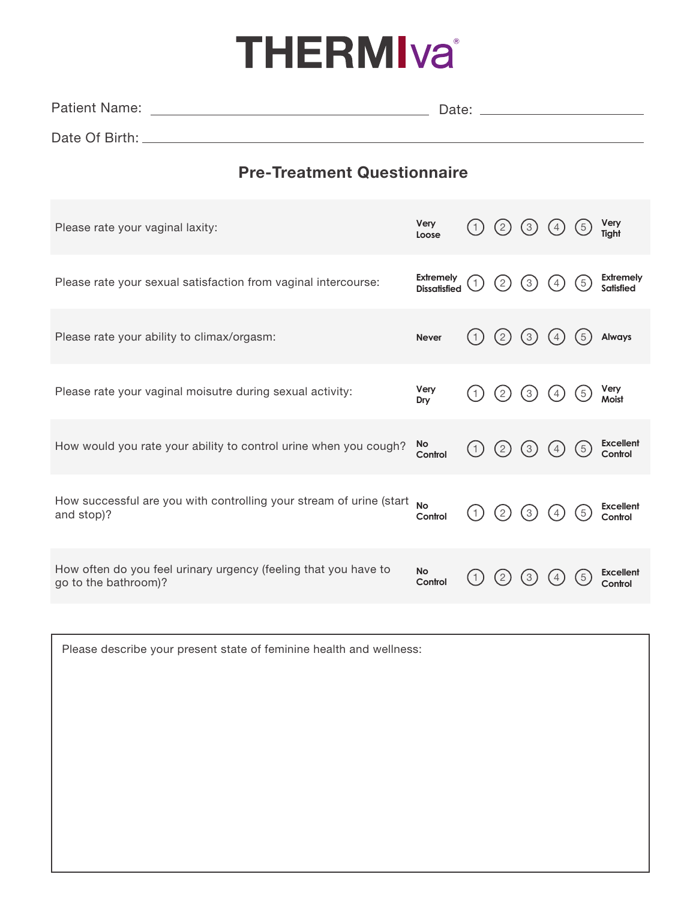# THERMIva®

Patient Name: ______________________________ Date: ____________________

Date Of Birth: ______________________________________________________

## Pre-Treatment Questionnaire

| Question | | | | | | | |
|---|---|---|---|---|---|---|---|
| Please rate your vaginal laxity: | **Very Loose** | 1 | 2 | 3 | 4 | 5 | **Very Tight** |
| Please rate your sexual satisfaction from vaginal intercourse: | **Extremely Dissatisfied** | 1 | 2 | 3 | 4 | 5 | **Extremely Satisfied** |
| Please rate your ability to climax/orgasm: | **Never** | 1 | 2 | 3 | 4 | 5 | **Always** |
| Please rate your vaginal moisutre during sexual activity: | **Very Dry** | 1 | 2 | 3 | 4 | 5 | **Very Moist** |
| How would you rate your ability to control urine when you cough? | **No Control** | 1 | 2 | 3 | 4 | 5 | **Excellent Control** |
| How successful are you with controlling your stream of urine (start and stop)? | **No Control** | 1 | 2 | 3 | 4 | 5 | **Excellent Control** |
| How often do you feel urinary urgency (feeling that you have to go to the bathroom)? | **No Control** | 1 | 2 | 3 | 4 | 5 | **Excellent Control** |

Please describe your present state of feminine health and wellness: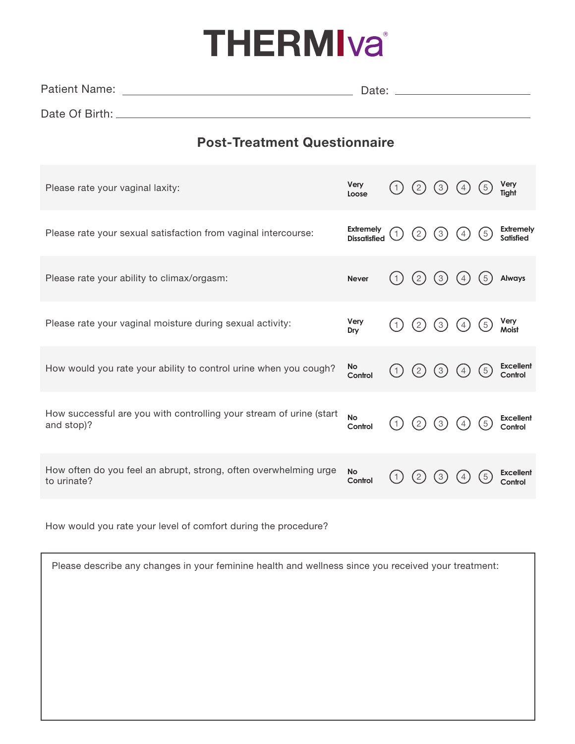# THERMIva®

Patient Name: ______________________ Date: ______________

Date Of Birth: ______________________

## Post-Treatment Questionnaire

| | | | | | | | |
|---|---|---|---|---|---|---|---|
| Please rate your vaginal laxity: | **Very Loose** | 1 | 2 | 3 | 4 | 5 | **Very Tight** |
| Please rate your sexual satisfaction from vaginal intercourse: | **Extremely Dissatisfied** | 1 | 2 | 3 | 4 | 5 | **Extremely Satisfied** |
| Please rate your ability to climax/orgasm: | **Never** | 1 | 2 | 3 | 4 | 5 | **Always** |
| Please rate your vaginal moisture during sexual activity: | **Very Dry** | 1 | 2 | 3 | 4 | 5 | **Very Moist** |
| How would you rate your ability to control urine when you cough? | **No Control** | 1 | 2 | 3 | 4 | 5 | **Excellent Control** |
| How successful are you with controlling your stream of urine (start and stop)? | **No Control** | 1 | 2 | 3 | 4 | 5 | **Excellent Control** |
| How often do you feel an abrupt, strong, often overwhelming urge to urinate? | **No Control** | 1 | 2 | 3 | 4 | 5 | **Excellent Control** |

How would you rate your level of comfort during the procedure?

Please describe any changes in your feminine health and wellness since you received your treatment: